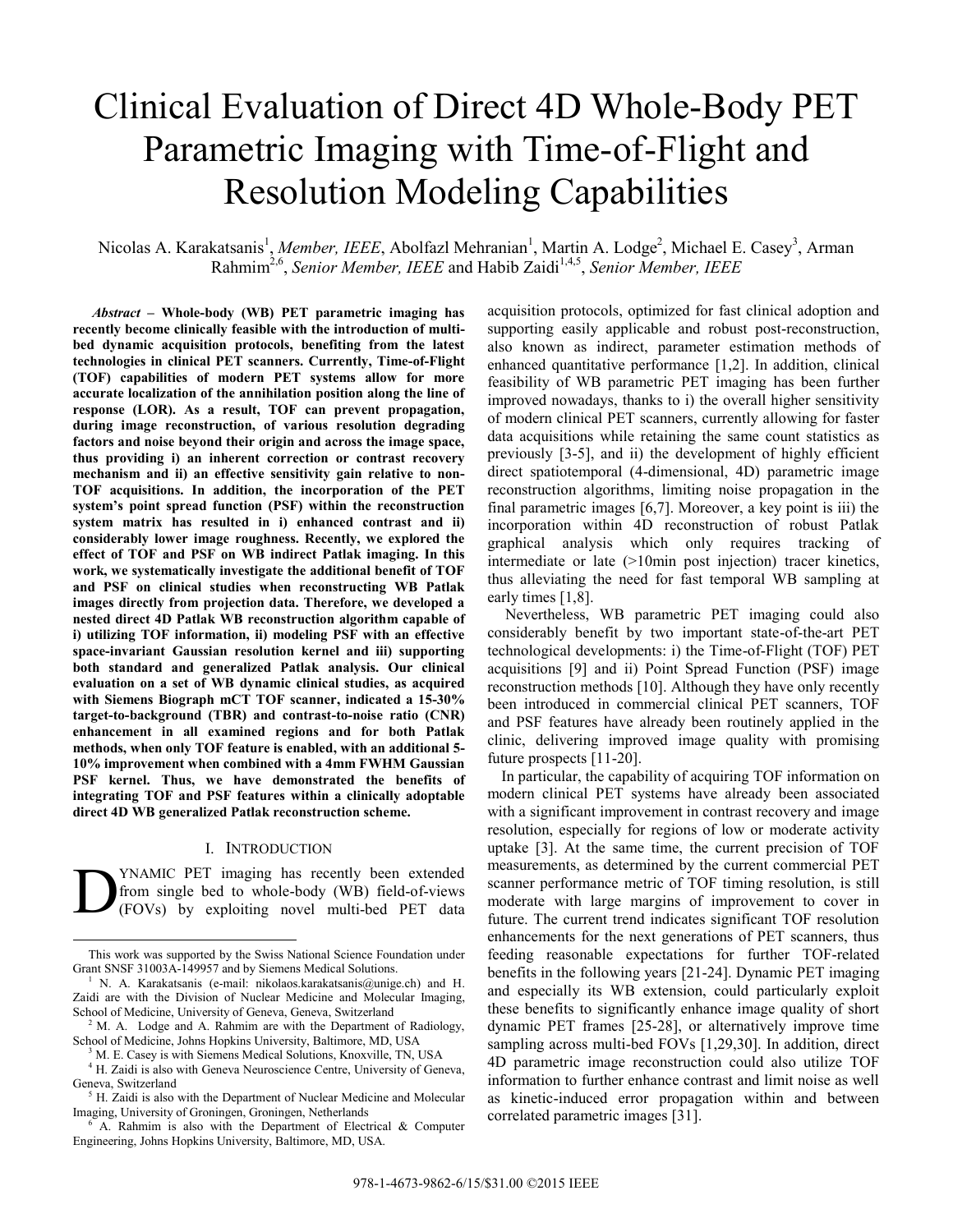# Clinical Evaluation of Direct 4D Whole-Body PET Parametric Imaging with Time-of-Flight and Resolution Modeling Capabilities

Nicolas A. Karakatsanis[1], *Member, IEEE*, Abolfazl Mehranian[1], Martin A. Lodge[2], Michael E. Casey[3], Arman Rahmim[2,6], *Senior Member, IEEE* and Habib Zaidi[1,4,5], *Senior Member, IEEE*

***Abstract*** **– Whole-body (WB) PET parametric imaging has recently become clinically feasible with the introduction of multi-bed dynamic acquisition protocols, benefiting from the latest technologies in clinical PET scanners. Currently, Time-of-Flight (TOF) capabilities of modern PET systems allow for more accurate localization of the annihilation position along the line of response (LOR). As a result, TOF can prevent propagation, during image reconstruction, of various resolution degrading factors and noise beyond their origin and across the image space, thus providing i) an inherent correction or contrast recovery mechanism and ii) an effective sensitivity gain relative to non-TOF acquisitions. In addition, the incorporation of the PET system's point spread function (PSF) within the reconstruction system matrix has resulted in i) enhanced contrast and ii) considerably lower image roughness. Recently, we explored the effect of TOF and PSF on WB indirect Patlak imaging. In this work, we systematically investigate the additional benefit of TOF and PSF on clinical studies when reconstructing WB Patlak images directly from projection data. Therefore, we developed a nested direct 4D Patlak WB reconstruction algorithm capable of i) utilizing TOF information, ii) modeling PSF with an effective space-invariant Gaussian resolution kernel and iii) supporting both standard and generalized Patlak analysis. Our clinical evaluation on a set of WB dynamic clinical studies, as acquired with Siemens Biograph mCT TOF scanner, indicated a 15-30% target-to-background (TBR) and contrast-to-noise ratio (CNR) enhancement in all examined regions and for both Patlak methods, when only TOF feature is enabled, with an additional 5-10% improvement when combined with a 4mm FWHM Gaussian PSF kernel. Thus, we have demonstrated the benefits of integrating TOF and PSF features within a clinically adoptable direct 4D WB generalized Patlak reconstruction scheme.**

## I. Introduction

Dynamic PET imaging has recently been extended from single bed to whole-body (WB) field-of-views (FOVs) by exploiting novel multi-bed PET data acquisition protocols, optimized for fast clinical adoption and supporting easily applicable and robust post-reconstruction, also known as indirect, parameter estimation methods of enhanced quantitative performance [1,2]. In addition, clinical feasibility of WB parametric PET imaging has been further improved nowadays, thanks to i) the overall higher sensitivity of modern clinical PET scanners, currently allowing for faster data acquisitions while retaining the same count statistics as previously [3-5], and ii) the development of highly efficient direct spatiotemporal (4-dimensional, 4D) parametric image reconstruction algorithms, limiting noise propagation in the final parametric images [6,7]. Moreover, a key point is iii) the incorporation within 4D reconstruction of robust Patlak graphical analysis which only requires tracking of intermediate or late (>10min post injection) tracer kinetics, thus alleviating the need for fast temporal WB sampling at early times [1,8].

Nevertheless, WB parametric PET imaging could also considerably benefit by two important state-of-the-art PET technological developments: i) the Time-of-Flight (TOF) PET acquisitions [9] and ii) Point Spread Function (PSF) image reconstruction methods [10]. Although they have only recently been introduced in commercial clinical PET scanners, TOF and PSF features have already been routinely applied in the clinic, delivering improved image quality with promising future prospects [11-20].

In particular, the capability of acquiring TOF information on modern clinical PET systems have already been associated with a significant improvement in contrast recovery and image resolution, especially for regions of low or moderate activity uptake [3]. At the same time, the current precision of TOF measurements, as determined by the current commercial PET scanner performance metric of TOF timing resolution, is still moderate with large margins of improvement to cover in future. The current trend indicates significant TOF resolution enhancements for the next generations of PET scanners, thus feeding reasonable expectations for further TOF-related benefits in the following years [21-24]. Dynamic PET imaging and especially its WB extension, could particularly exploit these benefits to significantly enhance image quality of short dynamic PET frames [25-28], or alternatively improve time sampling across multi-bed FOVs [1,29,30]. In addition, direct 4D parametric image reconstruction could also utilize TOF information to further enhance contrast and limit noise as well as kinetic-induced error propagation within and between correlated parametric images [31].

---

This work was supported by the Swiss National Science Foundation under Grant SNSF 31003A-149957 and by Siemens Medical Solutions.

[1] N. A. Karakatsanis (e-mail: nikolaos.karakatsanis@unige.ch) and H. Zaidi are with the Division of Nuclear Medicine and Molecular Imaging, School of Medicine, University of Geneva, Geneva, Switzerland

[2] M. A. Lodge and A. Rahmim are with the Department of Radiology, School of Medicine, Johns Hopkins University, Baltimore, MD, USA

[3] M. E. Casey is with Siemens Medical Solutions, Knoxville, TN, USA

[4] H. Zaidi is also with Geneva Neuroscience Centre, University of Geneva, Geneva, Switzerland

[5] H. Zaidi is also with the Department of Nuclear Medicine and Molecular Imaging, University of Groningen, Groningen, Netherlands

[6] A. Rahmim is also with the Department of Electrical & Computer Engineering, Johns Hopkins University, Baltimore, MD, USA.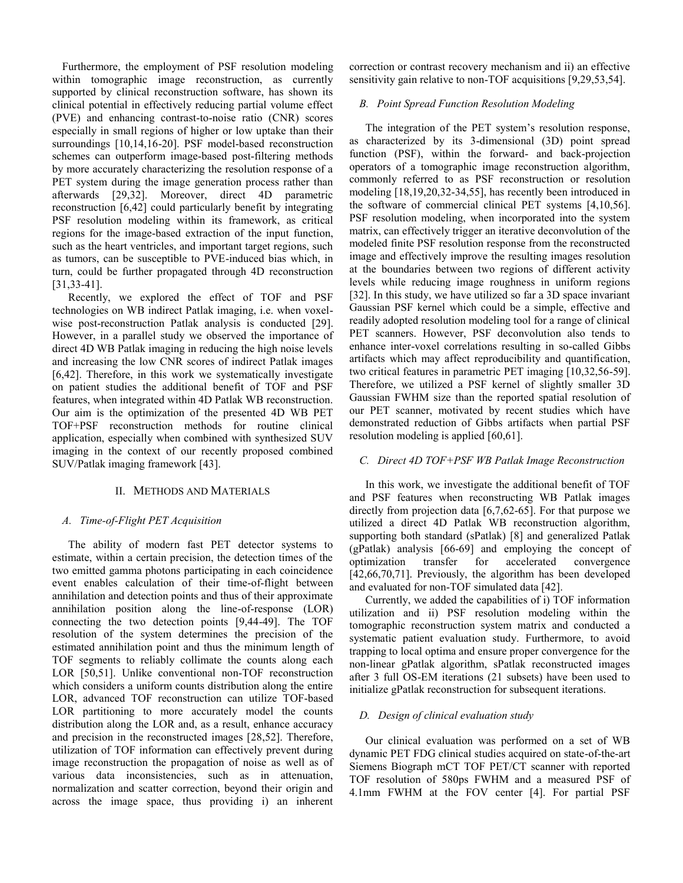Furthermore, the employment of PSF resolution modeling within tomographic image reconstruction, as currently supported by clinical reconstruction software, has shown its clinical potential in effectively reducing partial volume effect (PVE) and enhancing contrast-to-noise ratio (CNR) scores especially in small regions of higher or low uptake than their surroundings [10,14,16-20]. PSF model-based reconstruction schemes can outperform image-based post-filtering methods by more accurately characterizing the resolution response of a PET system during the image generation process rather than afterwards [29,32]. Moreover, direct 4D parametric reconstruction [6,42] could particularly benefit by integrating PSF resolution modeling within its framework, as critical regions for the image-based extraction of the input function, such as the heart ventricles, and important target regions, such as tumors, can be susceptible to PVE-induced bias which, in turn, could be further propagated through 4D reconstruction [31,33-41].

Recently, we explored the effect of TOF and PSF technologies on WB indirect Patlak imaging, i.e. when voxel-wise post-reconstruction Patlak analysis is conducted [29]. However, in a parallel study we observed the importance of direct 4D WB Patlak imaging in reducing the high noise levels and increasing the low CNR scores of indirect Patlak images [6,42]. Therefore, in this work we systematically investigate on patient studies the additional benefit of TOF and PSF features, when integrated within 4D Patlak WB reconstruction. Our aim is the optimization of the presented 4D WB PET TOF+PSF reconstruction methods for routine clinical application, especially when combined with synthesized SUV imaging in the context of our recently proposed combined SUV/Patlak imaging framework [43].

## II. Methods and Materials

### *A. Time-of-Flight PET Acquisition*

The ability of modern fast PET detector systems to estimate, within a certain precision, the detection times of the two emitted gamma photons participating in each coincidence event enables calculation of their time-of-flight between annihilation and detection points and thus of their approximate annihilation position along the line-of-response (LOR) connecting the two detection points [9,44-49]. The TOF resolution of the system determines the precision of the estimated annihilation point and thus the minimum length of TOF segments to reliably collimate the counts along each LOR [50,51]. Unlike conventional non-TOF reconstruction which considers a uniform counts distribution along the entire LOR, advanced TOF reconstruction can utilize TOF-based LOR partitioning to more accurately model the counts distribution along the LOR and, as a result, enhance accuracy and precision in the reconstructed images [28,52]. Therefore, utilization of TOF information can effectively prevent during image reconstruction the propagation of noise as well as of various data inconsistencies, such as in attenuation, normalization and scatter correction, beyond their origin and across the image space, thus providing i) an inherent correction or contrast recovery mechanism and ii) an effective sensitivity gain relative to non-TOF acquisitions [9,29,53,54].

### *B. Point Spread Function Resolution Modeling*

The integration of the PET system's resolution response, as characterized by its 3-dimensional (3D) point spread function (PSF), within the forward- and back-projection operators of a tomographic image reconstruction algorithm, commonly referred to as PSF reconstruction or resolution modeling [18,19,20,32-34,55], has recently been introduced in the software of commercial clinical PET systems [4,10,56]. PSF resolution modeling, when incorporated into the system matrix, can effectively trigger an iterative deconvolution of the modeled finite PSF resolution response from the reconstructed image and effectively improve the resulting images resolution at the boundaries between two regions of different activity levels while reducing image roughness in uniform regions [32]. In this study, we have utilized so far a 3D space invariant Gaussian PSF kernel which could be a simple, effective and readily adopted resolution modeling tool for a range of clinical PET scanners. However, PSF deconvolution also tends to enhance inter-voxel correlations resulting in so-called Gibbs artifacts which may affect reproducibility and quantification, two critical features in parametric PET imaging [10,32,56-59]. Therefore, we utilized a PSF kernel of slightly smaller 3D Gaussian FWHM size than the reported spatial resolution of our PET scanner, motivated by recent studies which have demonstrated reduction of Gibbs artifacts when partial PSF resolution modeling is applied [60,61].

### *C. Direct 4D TOF+PSF WB Patlak Image Reconstruction*

In this work, we investigate the additional benefit of TOF and PSF features when reconstructing WB Patlak images directly from projection data [6,7,62-65]. For that purpose we utilized a direct 4D Patlak WB reconstruction algorithm, supporting both standard (sPatlak) [8] and generalized Patlak (gPatlak) analysis [66-69] and employing the concept of optimization transfer for accelerated convergence [42,66,70,71]. Previously, the algorithm has been developed and evaluated for non-TOF simulated data [42].

Currently, we added the capabilities of i) TOF information utilization and ii) PSF resolution modeling within the tomographic reconstruction system matrix and conducted a systematic patient evaluation study. Furthermore, to avoid trapping to local optima and ensure proper convergence for the non-linear gPatlak algorithm, sPatlak reconstructed images after 3 full OS-EM iterations (21 subsets) have been used to initialize gPatlak reconstruction for subsequent iterations.

### *D. Design of clinical evaluation study*

Our clinical evaluation was performed on a set of WB dynamic PET FDG clinical studies acquired on state-of-the-art Siemens Biograph mCT TOF PET/CT scanner with reported TOF resolution of 580ps FWHM and a measured PSF of 4.1mm FWHM at the FOV center [4]. For partial PSF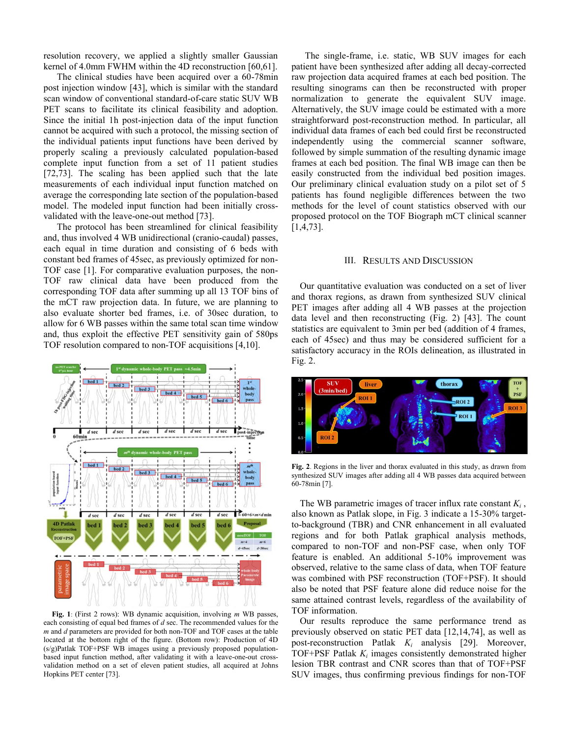resolution recovery, we applied a slightly smaller Gaussian kernel of 4.0mm FWHM within the 4D reconstruction [60,61].

The clinical studies have been acquired over a 60-78min post injection window [43], which is similar with the standard scan window of conventional standard-of-care static SUV WB PET scans to facilitate its clinical feasibility and adoption. Since the initial 1h post-injection data of the input function cannot be acquired with such a protocol, the missing section of the individual patients input functions have been derived by properly scaling a previously calculated population-based complete input function from a set of 11 patient studies [72,73]. The scaling has been applied such that the late measurements of each individual input function matched on average the corresponding late section of the population-based model. The modeled input function had been initially cross-validated with the leave-one-out method [73].

The protocol has been streamlined for clinical feasibility and, thus involved 4 WB unidirectional (cranio-caudal) passes, each equal in time duration and consisting of 6 beds with constant bed frames of 45sec, as previously optimized for non-TOF case [1]. For comparative evaluation purposes, the non-TOF raw clinical data have been produced from the corresponding TOF data after summing up all 13 TOF bins of the mCT raw projection data. In future, we are planning to also evaluate shorter bed frames, i.e. of 30sec duration, to allow for 6 WB passes within the same total scan time window and, thus exploit the effective PET sensitivity gain of 580ps TOF resolution compared to non-TOF acquisitions [4,10].

**Fig. 1**: (First 2 rows): WB dynamic acquisition, involving *m* WB passes, each consisting of equal bed frames of *d* sec. The recommended values for the *m* and *d* parameters are provided for both non-TOF and TOF cases at the table located at the bottom right of the figure. (Bottom row): Production of 4D (s/g)Patlak TOF+PSF WB images using a previously proposed population-based input function method, after validating it with a leave-one-out cross-validation method on a set of eleven patient studies, all acquired at Johns Hopkins PET center [73].

The single-frame, i.e. static, WB SUV images for each patient have been synthesized after adding all decay-corrected raw projection data acquired frames at each bed position. The resulting sinograms can then be reconstructed with proper normalization to generate the equivalent SUV image. Alternatively, the SUV image could be estimated with a more straightforward post-reconstruction method. In particular, all individual data frames of each bed could first be reconstructed independently using the commercial scanner software, followed by simple summation of the resulting dynamic image frames at each bed position. The final WB image can then be easily constructed from the individual bed position images. Our preliminary clinical evaluation study on a pilot set of 5 patients has found negligible differences between the two methods for the level of count statistics observed with our proposed protocol on the TOF Biograph mCT clinical scanner [1,4,73].

## III. Results and Discussion

Our quantitative evaluation was conducted on a set of liver and thorax regions, as drawn from synthesized SUV clinical PET images after adding all 4 WB passes at the projection data level and then reconstructing (Fig. 2) [43]. The count statistics are equivalent to 3min per bed (addition of 4 frames, each of 45sec) and thus may be considered sufficient for a satisfactory accuracy in the ROIs delineation, as illustrated in Fig. 2.

**Fig. 2**. Regions in the liver and thorax evaluated in this study, as drawn from synthesized SUV images after adding all 4 WB passes data acquired between 60-78min [7].

The WB parametric images of tracer influx rate constant $K_i$, also known as Patlak slope, in Fig. 3 indicate a 15-30% target-to-background (TBR) and CNR enhancement in all evaluated regions and for both Patlak graphical analysis methods, compared to non-TOF and non-PSF case, when only TOF feature is enabled. An additional 5-10% improvement was observed, relative to the same class of data, when TOF feature was combined with PSF reconstruction (TOF+PSF). It should also be noted that PSF feature alone did reduce noise for the same attained contrast levels, regardless of the availability of TOF information.

Our results reproduce the same performance trend as previously observed on static PET data [12,14,74], as well as post-reconstruction Patlak $K_i$ analysis [29]. Moreover, TOF+PSF Patlak $K_i$ images consistently demonstrated higher lesion TBR contrast and CNR scores than that of TOF+PSF SUV images, thus confirming previous findings for non-TOF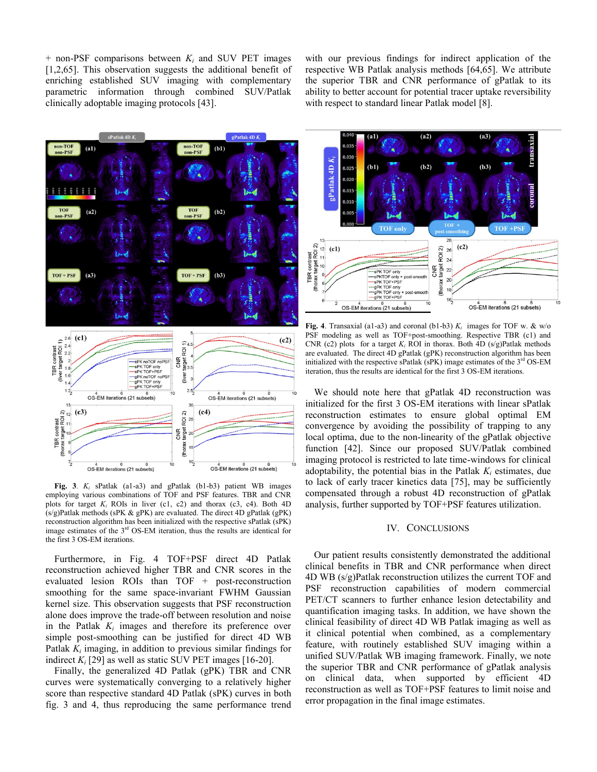+ non-PSF comparisons between $K_i$ and SUV PET images [1,2,65]. This observation suggests the additional benefit of enriching established SUV imaging with complementary parametric information through combined SUV/Patlak clinically adoptable imaging protocols [43].

Fig. 3. $K_i$ sPatlak (a1-a3) and gPatlak (b1-b3) patient WB images employing various combinations of TOF and PSF features. TBR and CNR plots for target $K_i$ ROIs in liver (c1, c2) and thorax (c3, c4). Both 4D (s/g)Patlak methods (sPK & gPK) are evaluated. The direct 4D gPatlak (gPK) reconstruction algorithm has been initialized with the respective sPatlak (sPK) image estimates of the 3[rd] OS-EM iteration, thus the results are identical for the first 3 OS-EM iterations.

Furthermore, in Fig. 4 TOF+PSF direct 4D Patlak reconstruction achieved higher TBR and CNR scores in the evaluated lesion ROIs than TOF + post-reconstruction smoothing for the same space-invariant FWHM Gaussian kernel size. This observation suggests that PSF reconstruction alone does improve the trade-off between resolution and noise in the Patlak $K_i$ images and therefore its preference over simple post-smoothing can be justified for direct 4D WB Patlak $K_i$ imaging, in addition to previous similar findings for indirect $K_i$ [29] as well as static SUV PET images [16-20].

Finally, the generalized 4D Patlak (gPK) TBR and CNR curves were systematically converging to a relatively higher score than respective standard 4D Patlak (sPK) curves in both fig. 3 and 4, thus reproducing the same performance trend with our previous findings for indirect application of the respective WB Patlak analysis methods [64,65]. We attribute the superior TBR and CNR performance of gPatlak to its ability to better account for potential tracer uptake reversibility with respect to standard linear Patlak model [8].

Fig. 4. Transaxial (a1-a3) and coronal (b1-b3) $K_i$ images for TOF w. & w/o PSF modeling as well as TOF+post-smoothing. Respective TBR (c1) and CNR (c2) plots for a target $K_i$ ROI in thorax. Both 4D (s/g)Patlak methods are evaluated. The direct 4D gPatlak (gPK) reconstruction algorithm has been initialized with the respective sPatlak (sPK) image estimates of the 3[rd] OS-EM iteration, thus the results are identical for the first 3 OS-EM iterations.

We should note here that gPatlak 4D reconstruction was initialized for the first 3 OS-EM iterations with linear sPatlak reconstruction estimates to ensure global optimal EM convergence by avoiding the possibility of trapping to any local optima, due to the non-linearity of the gPatlak objective function [42]. Since our proposed SUV/Patlak combined imaging protocol is restricted to late time-windows for clinical adoptability, the potential bias in the Patlak $K_i$ estimates, due to lack of early tracer kinetics data [75], may be sufficiently compensated through a robust 4D reconstruction of gPatlak analysis, further supported by TOF+PSF features utilization.

## IV. Conclusions

Our patient results consistently demonstrated the additional clinical benefits in TBR and CNR performance when direct 4D WB (s/g)Patlak reconstruction utilizes the current TOF and PSF reconstruction capabilities of modern commercial PET/CT scanners to further enhance lesion detectability and quantification imaging tasks. In addition, we have shown the clinical feasibility of direct 4D WB Patlak imaging as well as it clinical potential when combined, as a complementary feature, with routinely established SUV imaging within a unified SUV/Patlak WB imaging framework. Finally, we note the superior TBR and CNR performance of gPatlak analysis on clinical data, when supported by efficient 4D reconstruction as well as TOF+PSF features to limit noise and error propagation in the final image estimates.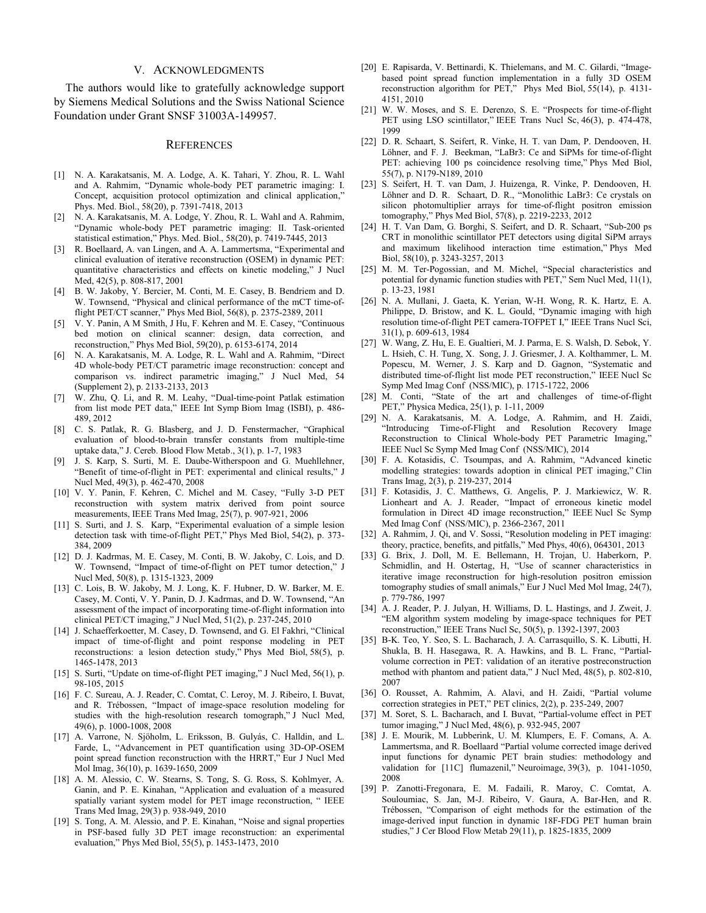## V. Acknowledgments

The authors would like to gratefully acknowledge support by Siemens Medical Solutions and the Swiss National Science Foundation under Grant SNSF 31003A-149957.

## References

[1] N. A. Karakatsanis, M. A. Lodge, A. K. Tahari, Y. Zhou, R. L. Wahl and A. Rahmim, "Dynamic whole-body PET parametric imaging: I. Concept, acquisition protocol optimization and clinical application," Phys. Med. Biol., 58(20), p. 7391-7418, 2013

[2] N. A. Karakatsanis, M. A. Lodge, Y. Zhou, R. L. Wahl and A. Rahmim, "Dynamic whole-body PET parametric imaging: II. Task-oriented statistical estimation," Phys. Med. Biol., 58(20), p. 7419-7445, 2013

[3] R. Boellaard, A. van Lingen, and A. A. Lammertsma, "Experimental and clinical evaluation of iterative reconstruction (OSEM) in dynamic PET: quantitative characteristics and effects on kinetic modeling," J Nucl Med, 42(5), p. 808-817, 2001

[4] B. W. Jakoby, Y. Bercier, M. Conti, M. E. Casey, B. Bendriem and D. W. Townsend, "Physical and clinical performance of the mCT time-of-flight PET/CT scanner," Phys Med Biol, 56(8), p. 2375-2389, 2011

[5] V. Y. Panin, A M Smith, J Hu, F. Kehren and M. E. Casey, "Continuous bed motion on clinical scanner: design, data correction, and reconstruction," Phys Med Biol, 59(20), p. 6153-6174, 2014

[6] N. A. Karakatsanis, M. A. Lodge, R. L. Wahl and A. Rahmim, "Direct 4D whole-body PET/CT parametric image reconstruction: concept and comparison vs. indirect parametric imaging," J Nucl Med, 54 (Supplement 2), p. 2133-2133, 2013

[7] W. Zhu, Q. Li, and R. M. Leahy, "Dual-time-point Patlak estimation from list mode PET data," IEEE Int Symp Biom Imag (ISBI), p. 486-489, 2012

[8] C. S. Patlak, R. G. Blasberg, and J. D. Fenstermacher, "Graphical evaluation of blood-to-brain transfer constants from multiple-time uptake data," J. Cereb. Blood Flow Metab., 3(1), p. 1-7, 1983

[9] J. S. Karp, S. Surti, M. E. Daube-Witherspoon and G. Muehllehner, "Benefit of time-of-flight in PET: experimental and clinical results," J Nucl Med, 49(3), p. 462-470, 2008

[10] V. Y. Panin, F. Kehren, C. Michel and M. Casey, "Fully 3-D PET reconstruction with system matrix derived from point source measurements, IEEE Trans Med Imag, 25(7), p. 907-921, 2006

[11] S. Surti, and J. S. Karp, "Experimental evaluation of a simple lesion detection task with time-of-flight PET," Phys Med Biol, 54(2), p. 373-384, 2009

[12] D. J. Kadrmas, M. E. Casey, M. Conti, B. W. Jakoby, C. Lois, and D. W. Townsend, "Impact of time-of-flight on PET tumor detection," J Nucl Med, 50(8), p. 1315-1323, 2009

[13] C. Lois, B. W. Jakoby, M. J. Long, K. F. Hubner, D. W. Barker, M. E. Casey, M. Conti, V. Y. Panin, D. J. Kadrmas, and D. W. Townsend, "An assessment of the impact of incorporating time-of-flight information into clinical PET/CT imaging," J Nucl Med, 51(2), p. 237-245, 2010

[14] J. Schaefferkoetter, M. Casey, D. Townsend, and G. El Fakhri, "Clinical impact of time-of-flight and point response modeling in PET reconstructions: a lesion detection study," Phys Med Biol, 58(5), p. 1465-1478, 2013

[15] S. Surti, "Update on time-of-flight PET imaging," J Nucl Med, 56(1), p. 98-105, 2015

[16] F. C. Sureau, A. J. Reader, C. Comtat, C. Leroy, M. J. Ribeiro, I. Buvat, and R. Trébossen, "Impact of image-space resolution modeling for studies with the high-resolution research tomograph," J Nucl Med, 49(6), p. 1000-1008, 2008

[17] A. Varrone, N. Sjöholm, L. Eriksson, B. Gulyás, C. Halldin, and L. Farde, L, "Advancement in PET quantification using 3D-OP-OSEM point spread function reconstruction with the HRRT," Eur J Nucl Med Mol Imag, 36(10), p. 1639-1650, 2009

[18] A. M. Alessio, C. W. Stearns, S. Tong, S. G. Ross, S. Kohlmyer, A. Ganin, and P. E. Kinahan, "Application and evaluation of a measured spatially variant system model for PET image reconstruction, " IEEE Trans Med Imag, 29(3) p. 938-949, 2010

[19] S. Tong, A. M. Alessio, and P. E. Kinahan, "Noise and signal properties in PSF-based fully 3D PET image reconstruction: an experimental evaluation," Phys Med Biol, 55(5), p. 1453-1473, 2010

[20] E. Rapisarda, V. Bettinardi, K. Thielemans, and M. C. Gilardi, "Image-based point spread function implementation in a fully 3D OSEM reconstruction algorithm for PET," Phys Med Biol, 55(14), p. 4131-4151, 2010

[21] W. W. Moses, and S. E. Derenzo, S. E. "Prospects for time-of-flight PET using LSO scintillator," IEEE Trans Nucl Sc, 46(3), p. 474-478, 1999

[22] D. R. Schaart, S. Seifert, R. Vinke, H. T. van Dam, P. Dendooven, H. Löhner, and F. J. Beekman, "LaBr3: Ce and SiPMs for time-of-flight PET: achieving 100 ps coincidence resolving time," Phys Med Biol, 55(7), p. N179-N189, 2010

[23] S. Seifert, H. T. van Dam, J. Huizenga, R. Vinke, P. Dendooven, H. Löhner and D. R. Schaart, D. R., "Monolithic LaBr3: Ce crystals on silicon photomultiplier arrays for time-of-flight positron emission tomography," Phys Med Biol, 57(8), p. 2219-2233, 2012

[24] H. T. Van Dam, G. Borghi, S. Seifert, and D. R. Schaart, "Sub-200 ps CRT in monolithic scintillator PET detectors using digital SiPM arrays and maximum likelihood interaction time estimation," Phys Med Biol, 58(10), p. 3243-3257, 2013

[25] M. M. Ter-Pogossian, and M. Michel, "Special characteristics and potential for dynamic function studies with PET," Sem Nucl Med, 11(1), p. 13-23, 1981

[26] N. A. Mullani, J. Gaeta, K. Yerian, W-H. Wong, R. K. Hartz, E. A. Philippe, D. Bristow, and K. L. Gould, "Dynamic imaging with high resolution time-of-flight PET camera-TOFPET I," IEEE Trans Nucl Sci, 31(1), p. 609-613, 1984

[27] W. Wang, Z. Hu, E. E. Gualtieri, M. J. Parma, E. S. Walsh, D. Sebok, Y. L. Hsieh, C. H. Tung, X. Song, J. J. Griesmer, J. A. Kolthammer, L. M. Popescu, M. Werner, J. S. Karp and D. Gagnon, "Systematic and distributed time-of-flight list mode PET reconstruction," IEEE Nucl Sc Symp Med Imag Conf (NSS/MIC), p. 1715-1722, 2006

[28] M. Conti, "State of the art and challenges of time-of-flight PET," Physica Medica, 25(1), p. 1-11, 2009

[29] N. A. Karakatsanis, M. A. Lodge, A. Rahmim, and H. Zaidi, "Introducing Time-of-Flight and Resolution Recovery Image Reconstruction to Clinical Whole-body PET Parametric Imaging," IEEE Nucl Sc Symp Med Imag Conf (NSS/MIC), 2014

[30] F. A. Kotasidis, C. Tsoumpas, and A. Rahmim, "Advanced kinetic modelling strategies: towards adoption in clinical PET imaging," Clin Trans Imag, 2(3), p. 219-237, 2014

[31] F. Kotasidis, J. C. Matthews, G. Angelis, P. J. Markiewicz, W. R. Lionheart and A. J. Reader, "Impact of erroneous kinetic model formulation in Direct 4D image reconstruction," IEEE Nucl Sc Symp Med Imag Conf (NSS/MIC), p. 2366-2367, 2011

[32] A. Rahmim, J. Qi, and V. Sossi, "Resolution modeling in PET imaging: theory, practice, benefits, and pitfalls," Med Phys, 40(6), 064301, 2013

[33] G. Brix, J. Doll, M. E. Bellemann, H. Trojan, U. Haberkorn, P. Schmidlin, and H. Ostertag, H, "Use of scanner characteristics in iterative image reconstruction for high-resolution positron emission tomography studies of small animals," Eur J Nucl Med Mol Imag, 24(7), p. 779-786, 1997

[34] A. J. Reader, P. J. Julyan, H. Williams, D. L. Hastings, and J. Zweit, J. "EM algorithm system modeling by image-space techniques for PET reconstruction," IEEE Trans Nucl Sc, 50(5), p. 1392-1397, 2003

[35] B-K. Teo, Y. Seo, S. L. Bacharach, J. A. Carrasquillo, S. K. Libutti, H. Shukla, B. H. Hasegawa, R. A. Hawkins, and B. L. Franc, "Partial-volume correction in PET: validation of an iterative postreconstruction method with phantom and patient data," J Nucl Med, 48(5), p. 802-810, 2007

[36] O. Rousset, A. Rahmim, A. Alavi, and H. Zaidi, "Partial volume correction strategies in PET," PET clinics, 2(2), p. 235-249, 2007

[37] M. Soret, S. L. Bacharach, and I. Buvat, "Partial-volume effect in PET tumor imaging," J Nucl Med, 48(6), p. 932-945, 2007

[38] J. E. Mourik, M. Lubberink, U. M. Klumpers, E. F. Comans, A. A. Lammertsma, and R. Boellaard "Partial volume corrected image derived input functions for dynamic PET brain studies: methodology and validation for [11C] flumazenil," Neuroimage, 39(3), p. 1041-1050, 2008

[39] P. Zanotti-Fregonara, E. M. Fadaili, R. Maroy, C. Comtat, A. Souloumiac, S. Jan, M-J. Ribeiro, V. Gaura, A. Bar-Hen, and R. Trébossen, "Comparison of eight methods for the estimation of the image-derived input function in dynamic 18F-FDG PET human brain studies," J Cer Blood Flow Metab 29(11), p. 1825-1835, 2009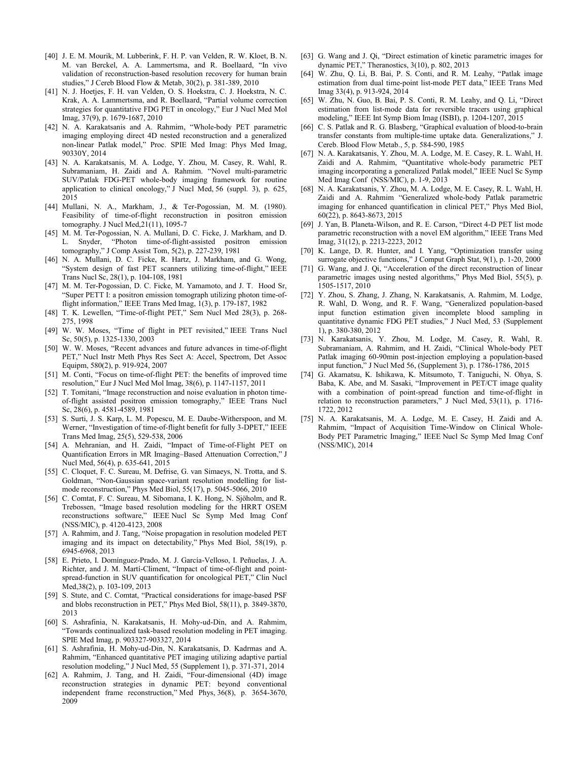[40] J. E. M. Mourik, M. Lubberink, F. H. P. van Velden, R. W. Kloet, B. N. M. van Berckel, A. A. Lammertsma, and R. Boellaard, "In vivo validation of reconstruction-based resolution recovery for human brain studies," J Cereb Blood Flow & Metab, 30(2), p. 381-389, 2010

[41] N. J. Hoetjes, F. H. van Velden, O. S. Hoekstra, C. J. Hoekstra, N. C. Krak, A. A. Lammertsma, and R. Boellaard, "Partial volume correction strategies for quantitative FDG PET in oncology," Eur J Nucl Med Mol Imag, 37(9), p. 1679-1687, 2010

[42] N. A. Karakatsanis and A. Rahmim, "Whole-body PET parametric imaging employing direct 4D nested reconstruction and a generalized non-linear Patlak model," Proc. SPIE Med Imag: Phys Med Imag, 90330Y, 2014

[43] N. A. Karakatsanis, M. A. Lodge, Y. Zhou, M. Casey, R. Wahl, R. Subramaniam, H. Zaidi and A. Rahmim. "Novel multi-parametric SUV/Patlak FDG-PET whole-body imaging framework for routine application to clinical oncology," J Nucl Med, 56 (suppl. 3), p. 625, 2015

[44] Mullani, N. A., Markham, J., & Ter-Pogossian, M. M. (1980). Feasibility of time-of-flight reconstruction in positron emission tomography. J Nucl Med,21(11), 1095-7

[45] M. M. Ter-Pogossian, N. A. Mullani, D. C. Ficke, J. Markham, and D. L. Snyder, "Photon time-of-flight-assisted positron emission tomography," J Comp Assist Tom, 5(2), p. 227-239, 1981

[46] N. A. Mullani, D. C. Ficke, R. Hartz, J. Markham, and G. Wong, "System design of fast PET scanners utilizing time-of-flight," IEEE Trans Nucl Sc, 28(1), p. 104-108, 1981

[47] M. M. Ter-Pogossian, D. C. Ficke, M. Yamamoto, and J. T. Hood Sr, "Super PETT I: a positron emission tomograph utilizing photon time-of-flight information," IEEE Trans Med Imag, 1(3), p. 179-187, 1982

[48] T. K. Lewellen, "Time-of-flight PET," Sem Nucl Med 28(3), p. 268-275, 1998

[49] W. W. Moses, "Time of flight in PET revisited," IEEE Trans Nucl Sc, 50(5), p. 1325-1330, 2003

[50] W. W. Moses, "Recent advances and future advances in time-of-flight PET," Nucl Instr Meth Phys Res Sect A: Accel, Spectrom, Det Assoc Equipm, 580(2), p. 919-924, 2007

[51] M. Conti, "Focus on time-of-flight PET: the benefits of improved time resolution," Eur J Nucl Med Mol Imag, 38(6), p. 1147-1157, 2011

[52] T. Tomitani, "Image reconstruction and noise evaluation in photon time-of-flight assisted positron emission tomography," IEEE Trans Nucl Sc, 28(6), p. 4581-4589, 1981

[53] S. Surti, J. S. Karp, L. M. Popescu, M. E. Daube-Witherspoon, and M. Werner, "Investigation of time-of-flight benefit for fully 3-DPET," IEEE Trans Med Imag, 25(5), 529-538, 2006

[54] A. Mehranian, and H. Zaidi, "Impact of Time-of-Flight PET on Quantification Errors in MR Imaging–Based Attenuation Correction," J Nucl Med, 56(4), p. 635-641, 2015

[55] C. Cloquet, F. C. Sureau, M. Defrise, G. van Simaeys, N. Trotta, and S. Goldman, "Non-Gaussian space-variant resolution modelling for list-mode reconstruction," Phys Med Biol, 55(17), p. 5045-5066, 2010

[56] C. Comtat, F. C. Sureau, M. Sibomana, I. K. Hong, N. Sjöholm, and R. Trebossen, "Image based resolution modeling for the HRRT OSEM reconstructions software," IEEE Nucl Sc Symp Med Imag Conf (NSS/MIC), p. 4120-4123, 2008

[57] A. Rahmim, and J. Tang, "Noise propagation in resolution modeled PET imaging and its impact on detectability," Phys Med Biol, 58(19), p. 6945-6968, 2013

[58] E. Prieto, I. Domínguez-Prado, M. J. García-Velloso, I. Peñuelas, J. A. Richter, and J. M. Martí-Climent, "Impact of time-of-flight and point-spread-function in SUV quantification for oncological PET," Clin Nucl Med,38(2), p. 103-109, 2013

[59] S. Stute, and C. Comtat, "Practical considerations for image-based PSF and blobs reconstruction in PET," Phys Med Biol, 58(11), p. 3849-3870, 2013

[60] S. Ashrafinia, N. Karakatsanis, H. Mohy-ud-Din, and A. Rahmim, "Towards continualized task-based resolution modeling in PET imaging. SPIE Med Imag, p. 903327-903327, 2014

[61] S. Ashrafinia, H. Mohy-ud-Din, N. Karakatsanis, D. Kadrmas and A. Rahmim, "Enhanced quantitative PET imaging utilizing adaptive partial resolution modeling," J Nucl Med, 55 (Supplement 1), p. 371-371, 2014

[62] A. Rahmim, J. Tang, and H. Zaidi, "Four-dimensional (4D) image reconstruction strategies in dynamic PET: beyond conventional independent frame reconstruction," Med Phys, 36(8), p. 3654-3670, 2009

[63] G. Wang and J. Qi, "Direct estimation of kinetic parametric images for dynamic PET," Theranostics, 3(10), p. 802, 2013

[64] W. Zhu, Q. Li, B. Bai, P. S. Conti, and R. M. Leahy, "Patlak image estimation from dual time-point list-mode PET data," IEEE Trans Med Imag 33(4), p. 913-924, 2014

[65] W. Zhu, N. Guo, B. Bai, P. S. Conti, R. M. Leahy, and Q. Li, "Direct estimation from list-mode data for reversible tracers using graphical modeling," IEEE Int Symp Biom Imag (ISBI), p. 1204-1207, 2015

[66] C. S. Patlak and R. G. Blasberg, "Graphical evaluation of blood-to-brain transfer constants from multiple-time uptake data. Generalizations," J. Cereb. Blood Flow Metab., 5, p. 584-590, 1985

[67] N. A. Karakatsanis, Y. Zhou, M. A. Lodge, M. E. Casey, R. L. Wahl, H. Zaidi and A. Rahmim, "Quantitative whole-body parametric PET imaging incorporating a generalized Patlak model," IEEE Nucl Sc Symp Med Imag Conf (NSS/MIC), p. 1-9, 2013

[68] N. A. Karakatsanis, Y. Zhou, M. A. Lodge, M. E. Casey, R. L. Wahl, H. Zaidi and A. Rahmim "Generalized whole-body Patlak parametric imaging for enhanced quantification in clinical PET," Phys Med Biol, 60(22), p. 8643-8673, 2015

[69] J. Yan, B. Planeta-Wilson, and R. E. Carson, "Direct 4-D PET list mode parametric reconstruction with a novel EM algorithm," IEEE Trans Med Imag, 31(12), p. 2213-2223, 2012

[70] K. Lange, D. R. Hunter, and I. Yang, "Optimization transfer using surrogate objective functions," J Comput Graph Stat, 9(1), p. 1-20, 2000

[71] G. Wang, and J. Qi, "Acceleration of the direct reconstruction of linear parametric images using nested algorithms," Phys Med Biol, 55(5), p. 1505-1517, 2010

[72] Y. Zhou, S. Zhang, J. Zhang, N. Karakatsanis, A. Rahmim, M. Lodge, R. Wahl, D. Wong, and R. F. Wang, "Generalized population-based input function estimation given incomplete blood sampling in quantitative dynamic FDG PET studies," J Nucl Med, 53 (Supplement 1), p. 380-380, 2012

[73] N. Karakatsanis, Y. Zhou, M. Lodge, M. Casey, R. Wahl, R. Subramaniam, A. Rahmim, and H. Zaidi, "Clinical Whole-body PET Patlak imaging 60-90min post-injection employing a population-based input function," J Nucl Med 56, (Supplement 3), p. 1786-1786, 2015

[74] G. Akamatsu, K. Ishikawa, K. Mitsumoto, T. Taniguchi, N. Ohya, S. Baba, K. Abe, and M. Sasaki, "Improvement in PET/CT image quality with a combination of point-spread function and time-of-flight in relation to reconstruction parameters," J Nucl Med, 53(11), p. 1716-1722, 2012

[75] N. A. Karakatsanis, M. A. Lodge, M. E. Casey, H. Zaidi and A. Rahmim, "Impact of Acquisition Time-Window on Clinical Whole-Body PET Parametric Imaging," IEEE Nucl Sc Symp Med Imag Conf (NSS/MIC), 2014